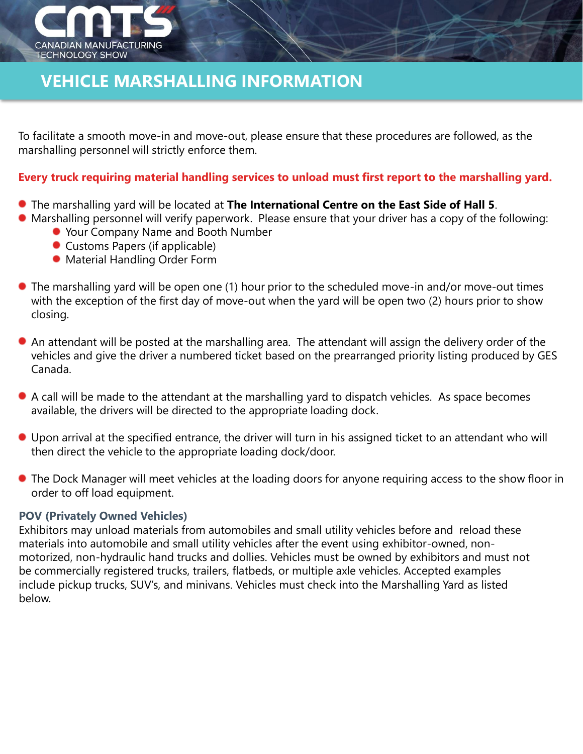CMTS
CANADIAN MANUFACTURING TECHNOLOGY SHOW

# VEHICLE MARSHALLING INFORMATION

To facilitate a smooth move-in and move-out, please ensure that these procedures are followed, as the marshalling personnel will strictly enforce them.

**Every truck requiring material handling services to unload must first report to the marshalling yard.**

- The marshalling yard will be located at **The International Centre on the East Side of Hall 5**.
- Marshalling personnel will verify paperwork. Please ensure that your driver has a copy of the following:
  - Your Company Name and Booth Number
  - Customs Papers (if applicable)
  - Material Handling Order Form
- The marshalling yard will be open one (1) hour prior to the scheduled move-in and/or move-out times with the exception of the first day of move-out when the yard will be open two (2) hours prior to show closing.
- An attendant will be posted at the marshalling area. The attendant will assign the delivery order of the vehicles and give the driver a numbered ticket based on the prearranged priority listing produced by GES Canada.
- A call will be made to the attendant at the marshalling yard to dispatch vehicles. As space becomes available, the drivers will be directed to the appropriate loading dock.
- Upon arrival at the specified entrance, the driver will turn in his assigned ticket to an attendant who will then direct the vehicle to the appropriate loading dock/door.
- The Dock Manager will meet vehicles at the loading doors for anyone requiring access to the show floor in order to off load equipment.

**POV (Privately Owned Vehicles)**

Exhibitors may unload materials from automobiles and small utility vehicles before and reload these materials into automobile and small utility vehicles after the event using exhibitor-owned, non-motorized, non-hydraulic hand trucks and dollies. Vehicles must be owned by exhibitors and must not be commercially registered trucks, trailers, flatbeds, or multiple axle vehicles. Accepted examples include pickup trucks, SUV's, and minivans. Vehicles must check into the Marshalling Yard as listed below.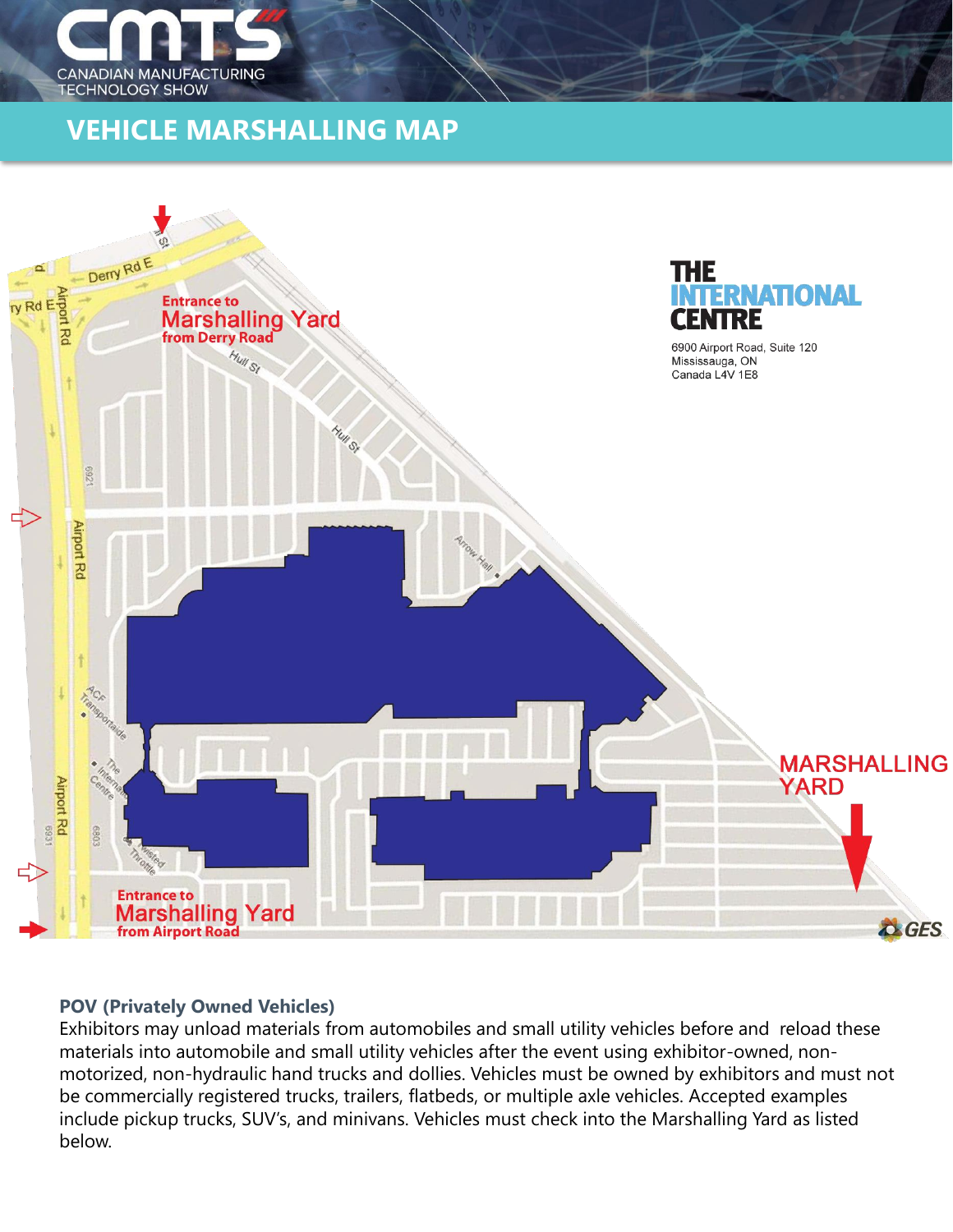CANADIAN MANUFACTURING TECHNOLOGY SHOW

# VEHICLE MARSHALLING MAP

Derry Rd E

Airport Rd

Entrance to Marshalling Yard from Derry Road

Hull St

THE INTERNATIONAL CENTRE

6900 Airport Road, Suite 120
Mississauga, ON
Canada L4V 1E8

Arrow Hall

MARSHALLING YARD

Entrance to Marshalling Yard from Airport Road

GES

## POV (Privately Owned Vehicles)

Exhibitors may unload materials from automobiles and small utility vehicles before and reload these materials into automobile and small utility vehicles after the event using exhibitor-owned, non-motorized, non-hydraulic hand trucks and dollies. Vehicles must be owned by exhibitors and must not be commercially registered trucks, trailers, flatbeds, or multiple axle vehicles. Accepted examples include pickup trucks, SUV's, and minivans. Vehicles must check into the Marshalling Yard as listed below.